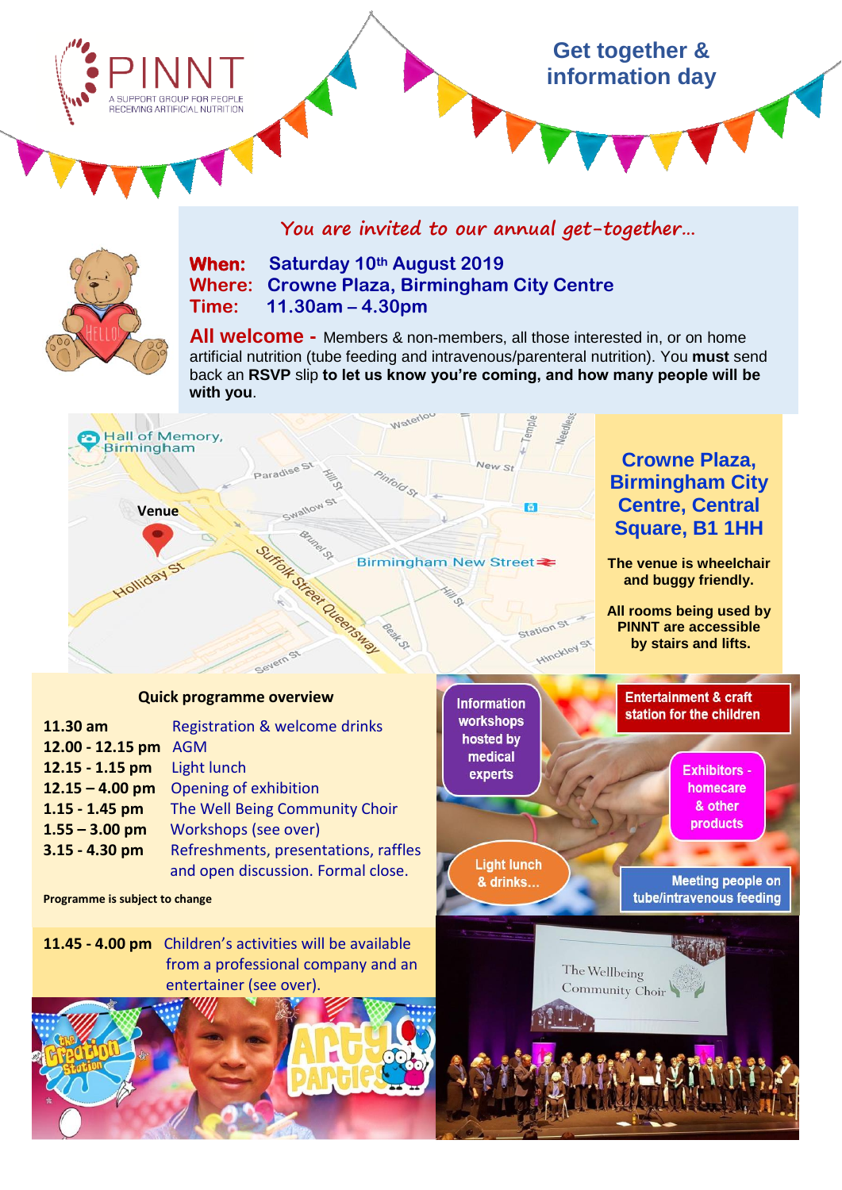PINNT

A SUPPORT GROUP FOR PEOPLE RECEIVING ARTIFICIAL NUTRITION

# Get together & information day

*You are invited to our annual get-together…*

**When:** Saturday 10th August 2019
**Where:** Crowne Plaza, Birmingham City Centre
**Time:** 11.30am – 4.30pm

**All welcome -** Members & non-members, all those interested in, or on home artificial nutrition (tube feeding and intravenous/parenteral nutrition). You **must** send back an **RSVP** slip **to let us know you're coming, and how many people will be with you**.

## Crowne Plaza, Birmingham City Centre, Central Square, B1 1HH

**The venue is wheelchair and buggy friendly.**

**All rooms being used by PINNT are accessible by stairs and lifts.**

### Quick programme overview

| | |
|---|---|
| **11.30 am** | Registration & welcome drinks |
| **12.00 - 12.15 pm** | AGM |
| **12.15 - 1.15 pm** | Light lunch |
| **12.15 – 4.00 pm** | Opening of exhibition |
| **1.15 - 1.45 pm** | The Well Being Community Choir |
| **1.55 – 3.00 pm** | Workshops (see over) |
| **3.15 - 4.30 pm** | Refreshments, presentations, raffles and open discussion. Formal close. |

**Programme is subject to change**

**11.45 - 4.00 pm** Children's activities will be available from a professional company and an entertainer (see over).

- Information workshops hosted by medical experts
- Entertainment & craft station for the children
- Exhibitors - homecare & other products
- Light lunch & drinks…
- Meeting people on tube/intravenous feeding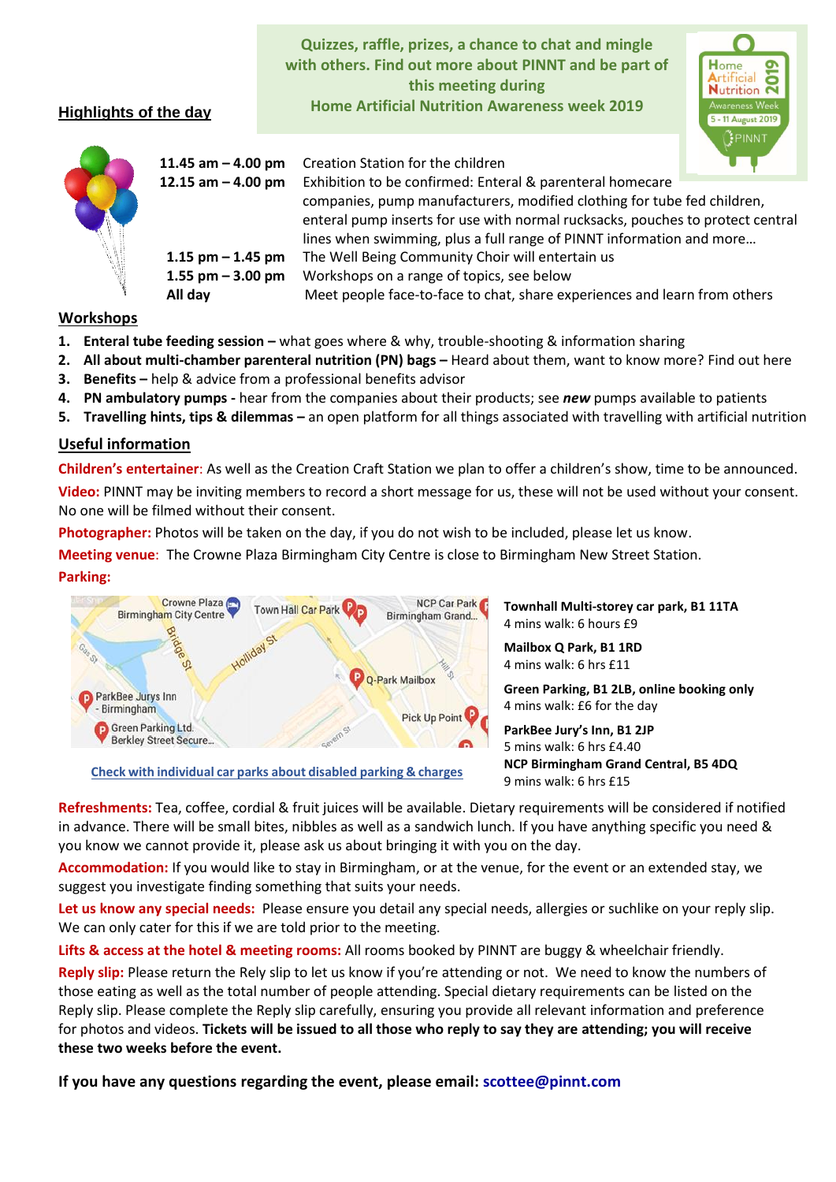Quizzes, raffle, prizes, a chance to chat and mingle with others. Find out more about PINNT and be part of this meeting during
Home Artificial Nutrition Awareness week 2019

Home Artificial Nutrition 2019
Awareness Week
5 - 11 August 2019
PINNT

## Highlights of the day

| | |
|---|---|
| **11.45 am – 4.00 pm** | Creation Station for the children |
| **12.15 am – 4.00 pm** | Exhibition to be confirmed: Enteral & parenteral homecare companies, pump manufacturers, modified clothing for tube fed children, enteral pump inserts for use with normal rucksacks, pouches to protect central lines when swimming, plus a full range of PINNT information and more… |
| **1.15 pm – 1.45 pm** | The Well Being Community Choir will entertain us |
| **1.55 pm – 3.00 pm** | Workshops on a range of topics, see below |
| **All day** | Meet people face-to-face to chat, share experiences and learn from others |

## Workshops

1. **Enteral tube feeding session –** what goes where & why, trouble-shooting & information sharing
2. **All about multi-chamber parenteral nutrition (PN) bags –** Heard about them, want to know more? Find out here
3. **Benefits –** help & advice from a professional benefits advisor
4. **PN ambulatory pumps -** hear from the companies about their products; see ***new*** pumps available to patients
5. **Travelling hints, tips & dilemmas –** an open platform for all things associated with travelling with artificial nutrition

## Useful information

**Children's entertainer**: As well as the Creation Craft Station we plan to offer a children's show, time to be announced.

**Video:** PINNT may be inviting members to record a short message for us, these will not be used without your consent. No one will be filmed without their consent.

**Photographer:** Photos will be taken on the day, if you do not wish to be included, please let us know.

**Meeting venue**: The Crowne Plaza Birmingham City Centre is close to Birmingham New Street Station.

**Parking:**

Crowne Plaza Birmingham City Centre
Town Hall Car Park
NCP Car Park Birmingham Grand...
Bridge St
Holliday St
Q-Park Mailbox
ParkBee Jurys Inn - Birmingham
Green Parking Ltd. Berkley Street Secure...
Pick Up Point
Gas St
Hill St
Severn St

Check with individual car parks about disabled parking & charges

**Townhall Multi-storey car park, B1 11TA**
4 mins walk: 6 hours £9

**Mailbox Q Park, B1 1RD**
4 mins walk: 6 hrs £11

**Green Parking, B1 2LB, online booking only**
4 mins walk: £6 for the day

**ParkBee Jury's Inn, B1 2JP**
5 mins walk: 6 hrs £4.40

**NCP Birmingham Grand Central, B5 4DQ**
9 mins walk: 6 hrs £15

**Refreshments:** Tea, coffee, cordial & fruit juices will be available. Dietary requirements will be considered if notified in advance. There will be small bites, nibbles as well as a sandwich lunch. If you have anything specific you need & you know we cannot provide it, please ask us about bringing it with you on the day.

**Accommodation:** If you would like to stay in Birmingham, or at the venue, for the event or an extended stay, we suggest you investigate finding something that suits your needs.

**Let us know any special needs:** Please ensure you detail any special needs, allergies or suchlike on your reply slip. We can only cater for this if we are told prior to the meeting.

**Lifts & access at the hotel & meeting rooms:** All rooms booked by PINNT are buggy & wheelchair friendly.

**Reply slip:** Please return the Rely slip to let us know if you're attending or not. We need to know the numbers of those eating as well as the total number of people attending. Special dietary requirements can be listed on the Reply slip. Please complete the Reply slip carefully, ensuring you provide all relevant information and preference for photos and videos. **Tickets will be issued to all those who reply to say they are attending; you will receive these two weeks before the event.**

**If you have any questions regarding the event, please email: scottee@pinnt.com**